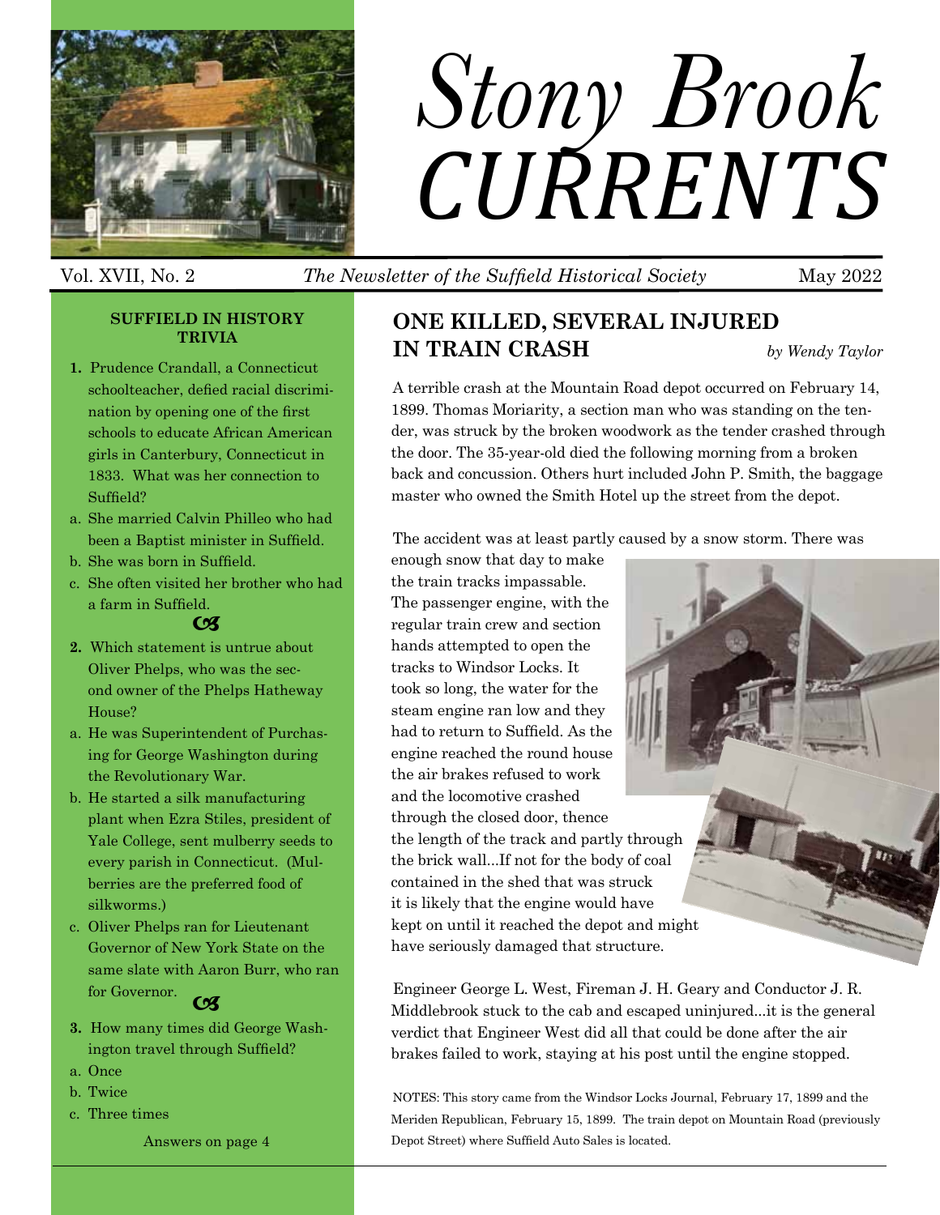# Stony Brook CURRENTS

Vol. XVII, No. 2 *The Newsletter of the Suffield Historical Society* May 2022

## SUFFIELD IN HISTORY TRIVIA

**1.** Prudence Crandall, a Connecticut schoolteacher, defied racial discrimination by opening one of the first schools to educate African American girls in Canterbury, Connecticut in 1833. What was her connection to Suffield?

a. She married Calvin Philleo who had been a Baptist minister in Suffield.
b. She was born in Suffield.
c. She often visited her brother who had a farm in Suffield.

**2.** Which statement is untrue about Oliver Phelps, who was the second owner of the Phelps Hatheway House?

a. He was Superintendent of Purchasing for George Washington during the Revolutionary War.
b. He started a silk manufacturing plant when Ezra Stiles, president of Yale College, sent mulberry seeds to every parish in Connecticut. (Mulberries are the preferred food of silkworms.)
c. Oliver Phelps ran for Lieutenant Governor of New York State on the same slate with Aaron Burr, who ran for Governor.

**3.** How many times did George Washington travel through Suffield?

a. Once
b. Twice
c. Three times

Answers on page 4

## ONE KILLED, SEVERAL INJURED IN TRAIN CRASH

*by Wendy Taylor*

A terrible crash at the Mountain Road depot occurred on February 14, 1899. Thomas Moriarity, a section man who was standing on the tender, was struck by the broken woodwork as the tender crashed through the door. The 35-year-old died the following morning from a broken back and concussion. Others hurt included John P. Smith, the baggage master who owned the Smith Hotel up the street from the depot.

The accident was at least partly caused by a snow storm. There was enough snow that day to make the train tracks impassable. The passenger engine, with the regular train crew and section hands attempted to open the tracks to Windsor Locks. It took so long, the water for the steam engine ran low and they had to return to Suffield. As the engine reached the round house the air brakes refused to work and the locomotive crashed through the closed door, thence the length of the track and partly through the brick wall...If not for the body of coal contained in the shed that was struck it is likely that the engine would have kept on until it reached the depot and might have seriously damaged that structure.

Engineer George L. West, Fireman J. H. Geary and Conductor J. R. Middlebrook stuck to the cab and escaped uninjured...it is the general verdict that Engineer West did all that could be done after the air brakes failed to work, staying at his post until the engine stopped.

NOTES: This story came from the Windsor Locks Journal, February 17, 1899 and the Meriden Republican, February 15, 1899. The train depot on Mountain Road (previously Depot Street) where Suffield Auto Sales is located.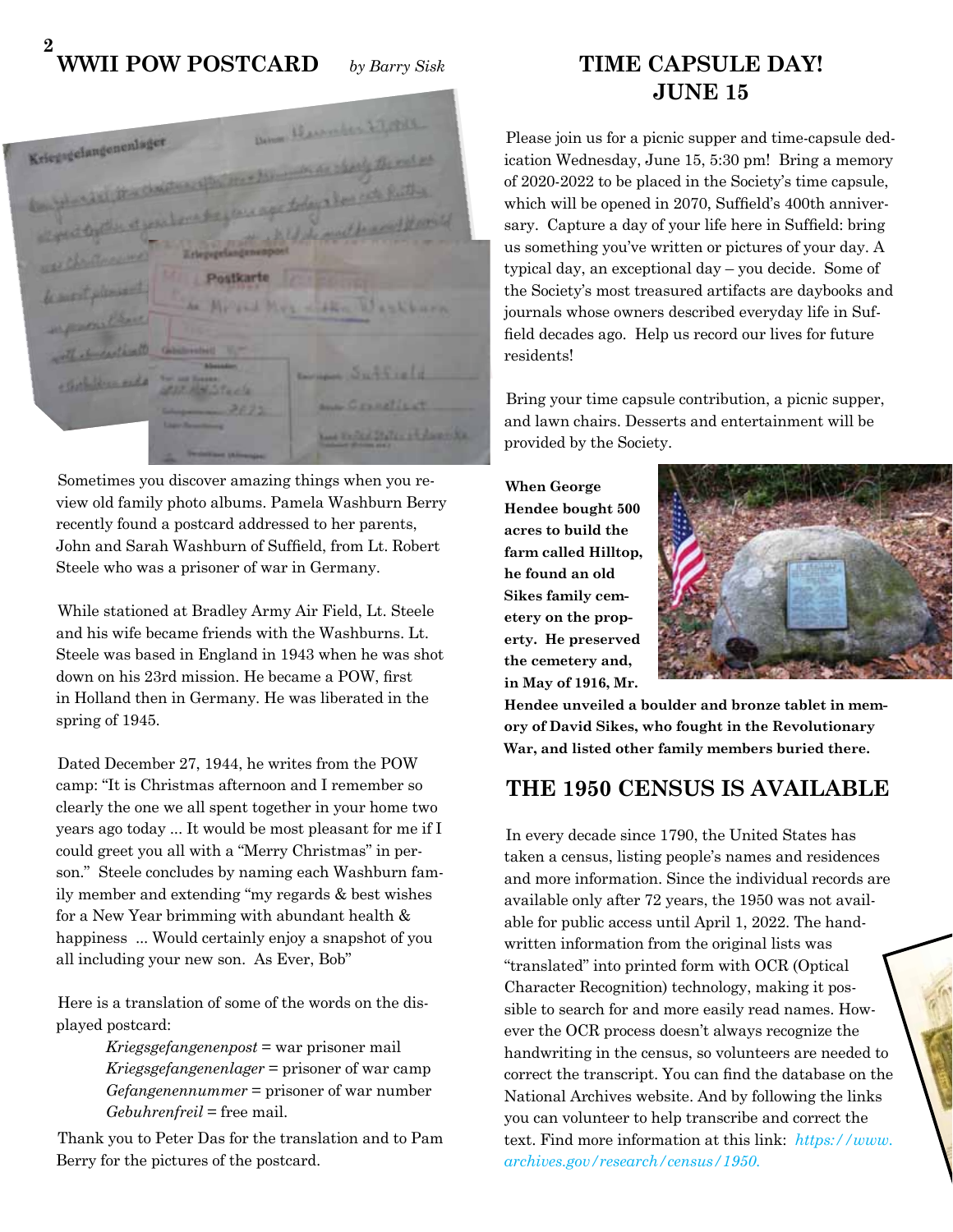## WWII POW POSTCARD *by Barry Sisk*

Sometimes you discover amazing things when you review old family photo albums. Pamela Washburn Berry recently found a postcard addressed to her parents, John and Sarah Washburn of Suffield, from Lt. Robert Steele who was a prisoner of war in Germany.

While stationed at Bradley Army Air Field, Lt. Steele and his wife became friends with the Washburns. Lt. Steele was based in England in 1943 when he was shot down on his 23rd mission. He became a POW, first in Holland then in Germany. He was liberated in the spring of 1945.

Dated December 27, 1944, he writes from the POW camp: "It is Christmas afternoon and I remember so clearly the one we all spent together in your home two years ago today ... It would be most pleasant for me if I could greet you all with a "Merry Christmas" in person." Steele concludes by naming each Washburn family member and extending "my regards & best wishes for a New Year brimming with abundant health & happiness ... Would certainly enjoy a snapshot of you all including your new son. As Ever, Bob"

Here is a translation of some of the words on the displayed postcard:

*Kriegsgefangenenpost* = war prisoner mail
*Kriegsgefangenenlager* = prisoner of war camp
*Gefangenennummer* = prisoner of war number
*Gebuhrenfreil* = free mail.

Thank you to Peter Das for the translation and to Pam Berry for the pictures of the postcard.

## TIME CAPSULE DAY! JUNE 15

Please join us for a picnic supper and time-capsule dedication Wednesday, June 15, 5:30 pm! Bring a memory of 2020-2022 to be placed in the Society's time capsule, which will be opened in 2070, Suffield's 400th anniversary. Capture a day of your life here in Suffield: bring us something you've written or pictures of your day. A typical day, an exceptional day – you decide. Some of the Society's most treasured artifacts are daybooks and journals whose owners described everyday life in Suffield decades ago. Help us record our lives for future residents!

Bring your time capsule contribution, a picnic supper, and lawn chairs. Desserts and entertainment will be provided by the Society.

**When George Hendee bought 500 acres to build the farm called Hilltop, he found an old Sikes family cemetery on the property. He preserved the cemetery and, in May of 1916, Mr. Hendee unveiled a boulder and bronze tablet in memory of David Sikes, who fought in the Revolutionary War, and listed other family members buried there.**

## THE 1950 CENSUS IS AVAILABLE

In every decade since 1790, the United States has taken a census, listing people's names and residences and more information. Since the individual records are available only after 72 years, the 1950 was not available for public access until April 1, 2022. The handwritten information from the original lists was "translated" into printed form with OCR (Optical Character Recognition) technology, making it possible to search for and more easily read names. However the OCR process doesn't always recognize the handwriting in the census, so volunteers are needed to correct the transcript. You can find the database on the National Archives website. And by following the links you can volunteer to help transcribe and correct the text. Find more information at this link: *https://www.archives.gov/research/census/1950.*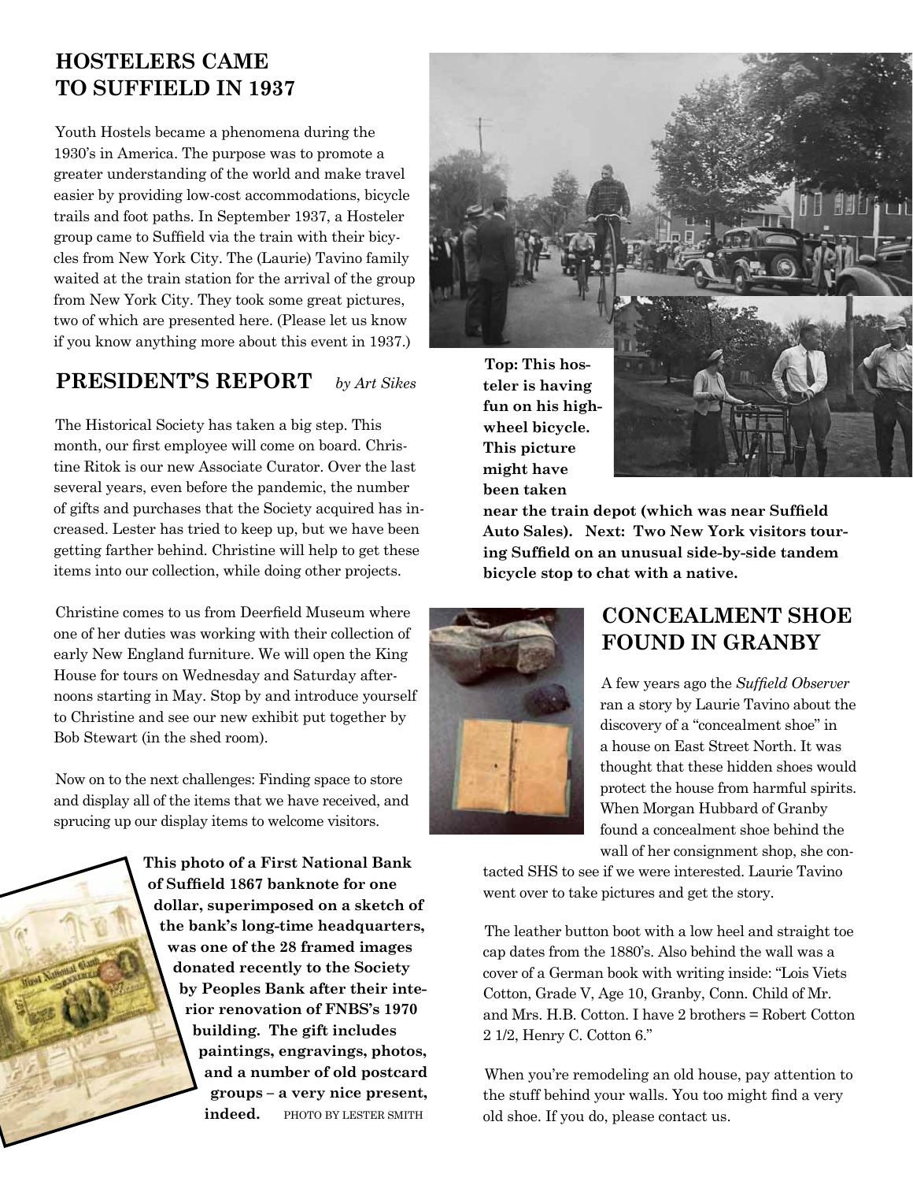## HOSTELERS CAME TO SUFFIELD IN 1937

Youth Hostels became a phenomena during the 1930's in America. The purpose was to promote a greater understanding of the world and make travel easier by providing low-cost accommodations, bicycle trails and foot paths. In September 1937, a Hosteler group came to Suffield via the train with their bicycles from New York City. The (Laurie) Tavino family waited at the train station for the arrival of the group from New York City. They took some great pictures, two of which are presented here. (Please let us know if you know anything more about this event in 1937.)

**Top: This hosteler is having fun on his high-wheel bicycle. This picture might have been taken near the train depot (which was near Suffield Auto Sales). Next: Two New York visitors touring Suffield on an unusual side-by-side tandem bicycle stop to chat with a native.**

## PRESIDENT'S REPORT *by Art Sikes*

The Historical Society has taken a big step. This month, our first employee will come on board. Christine Ritok is our new Associate Curator. Over the last several years, even before the pandemic, the number of gifts and purchases that the Society acquired has increased. Lester has tried to keep up, but we have been getting farther behind. Christine will help to get these items into our collection, while doing other projects.

Christine comes to us from Deerfield Museum where one of her duties was working with their collection of early New England furniture. We will open the King House for tours on Wednesday and Saturday afternoons starting in May. Stop by and introduce yourself to Christine and see our new exhibit put together by Bob Stewart (in the shed room).

Now on to the next challenges: Finding space to store and display all of the items that we have received, and sprucing up our display items to welcome visitors.

**This photo of a First National Bank of Suffield 1867 banknote for one dollar, superimposed on a sketch of the bank's long-time headquarters, was one of the 28 framed images donated recently to the Society by Peoples Bank after their interior renovation of FNBS's 1970 building. The gift includes paintings, engravings, photos, and a number of old postcard groups – a very nice present, indeed.** PHOTO BY LESTER SMITH

## CONCEALMENT SHOE FOUND IN GRANBY

A few years ago the *Suffield Observer* ran a story by Laurie Tavino about the discovery of a "concealment shoe" in a house on East Street North. It was thought that these hidden shoes would protect the house from harmful spirits. When Morgan Hubbard of Granby found a concealment shoe behind the wall of her consignment shop, she contacted SHS to see if we were interested. Laurie Tavino went over to take pictures and get the story.

The leather button boot with a low heel and straight toe cap dates from the 1880's. Also behind the wall was a cover of a German book with writing inside: "Lois Viets Cotton, Grade V, Age 10, Granby, Conn. Child of Mr. and Mrs. H.B. Cotton. I have 2 brothers = Robert Cotton 2 1/2, Henry C. Cotton 6."

When you're remodeling an old house, pay attention to the stuff behind your walls. You too might find a very old shoe. If you do, please contact us.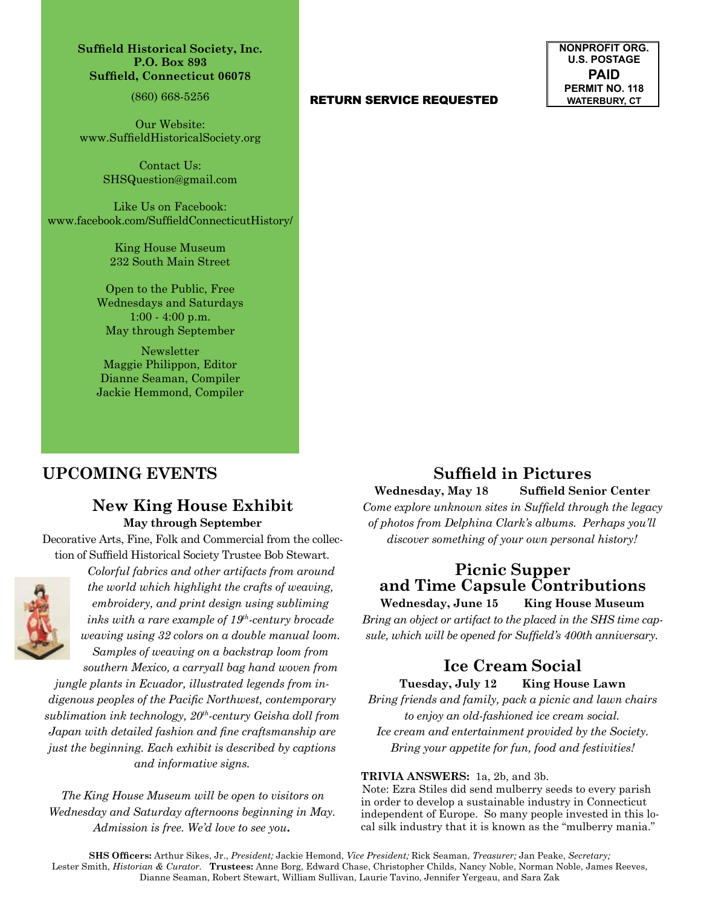**Suffield Historical Society, Inc.**
**P.O. Box 893**
**Suffield, Connecticut 06078**

(860) 668-5256

Our Website:
www.SuffieldHistoricalSociety.org

Contact Us:
SHSQuestion@gmail.com

Like Us on Facebook:
www.facebook.com/SuffieldConnecticutHistory/

King House Museum
232 South Main Street

Open to the Public, Free
Wednesdays and Saturdays
1:00 - 4:00 p.m.
May through September

Newsletter
Maggie Philippon, Editor
Dianne Seaman, Compiler
Jackie Hemmond, Compiler

**RETURN SERVICE REQUESTED**

NONPROFIT ORG.
U.S. POSTAGE
**PAID**
PERMIT NO. 118
WATERBURY, CT

## UPCOMING EVENTS

### New King House Exhibit

**May through September**

Decorative Arts, Fine, Folk and Commercial from the collection of Suffield Historical Society Trustee Bob Stewart. *Colorful fabrics and other artifacts from around the world which highlight the crafts of weaving, embroidery, and print design using subliming inks with a rare example of 19th-century brocade weaving using 32 colors on a double manual loom. Samples of weaving on a backstrap loom from southern Mexico, a carryall bag hand woven from jungle plants in Ecuador, illustrated legends from indigenous peoples of the Pacific Northwest, contemporary sublimation ink technology, 20th-century Geisha doll from Japan with detailed fashion and fine craftsmanship are just the beginning. Each exhibit is described by captions and informative signs.*

*The King House Museum will be open to visitors on Wednesday and Saturday afternoons beginning in May. Admission is free. We'd love to see you.*

### Suffield in Pictures

**Wednesday, May 18 Suffield Senior Center**

*Come explore unknown sites in Suffield through the legacy of photos from Delphina Clark's albums. Perhaps you'll discover something of your own personal history!*

### Picnic Supper and Time Capsule Contributions

**Wednesday, June 15 King House Museum**

*Bring an object or artifact to the placed in the SHS time capsule, which will be opened for Suffield's 400th anniversary.*

### Ice Cream Social

**Tuesday, July 12 King House Lawn**

*Bring friends and family, pack a picnic and lawn chairs to enjoy an old-fashioned ice cream social. Ice cream and entertainment provided by the Society. Bring your appetite for fun, food and festivities!*

**TRIVIA ANSWERS:** 1a, 2b, and 3b.
Note: Ezra Stiles did send mulberry seeds to every parish in order to develop a sustainable industry in Connecticut independent of Europe. So many people invested in this local silk industry that it is known as the "mulberry mania."

**SHS Officers:** Arthur Sikes, Jr., *President;* Jackie Hemond, *Vice President;* Rick Seaman, *Treasurer;* Jan Peake, *Secretary;* Lester Smith, *Historian & Curator*. **Trustees:** Anne Borg, Edward Chase, Christopher Childs, Nancy Noble, Norman Noble, James Reeves, Dianne Seaman, Robert Stewart, William Sullivan, Laurie Tavino, Jennifer Yergeau, and Sara Zak